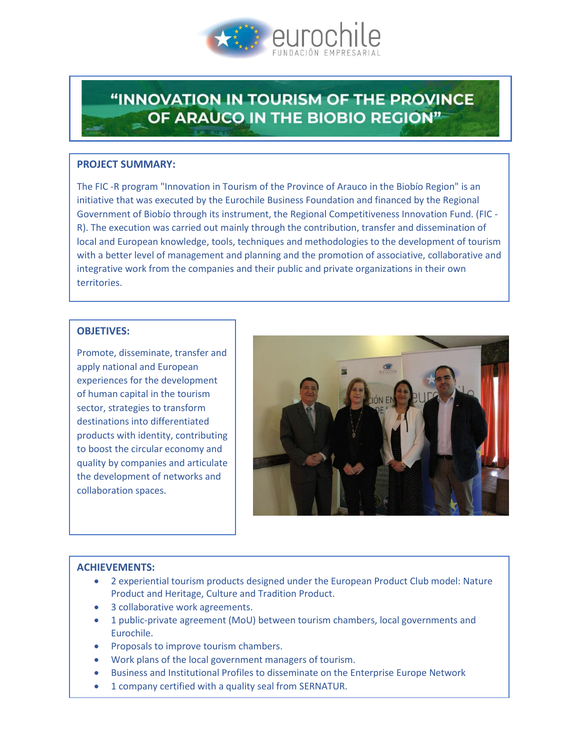eurochile
FUNDACIÓN EMPRESARIAL

# "INNOVATION IN TOURISM OF THE PROVINCE OF ARAUCO IN THE BIOBIO REGION"

## PROJECT SUMMARY:

The FIC -R program "Innovation in Tourism of the Province of Arauco in the Biobío Region" is an initiative that was executed by the Eurochile Business Foundation and financed by the Regional Government of Biobío through its instrument, the Regional Competitiveness Innovation Fund. (FIC - R). The execution was carried out mainly through the contribution, transfer and dissemination of local and European knowledge, tools, techniques and methodologies to the development of tourism with a better level of management and planning and the promotion of associative, collaborative and integrative work from the companies and their public and private organizations in their own territories.

## OBJETIVES:

Promote, disseminate, transfer and apply national and European experiences for the development of human capital in the tourism sector, strategies to transform destinations into differentiated products with identity, contributing to boost the circular economy and quality by companies and articulate the development of networks and collaboration spaces.

## ACHIEVEMENTS:

- 2 experiential tourism products designed under the European Product Club model: Nature Product and Heritage, Culture and Tradition Product.
- 3 collaborative work agreements.
- 1 public-private agreement (MoU) between tourism chambers, local governments and Eurochile.
- Proposals to improve tourism chambers.
- Work plans of the local government managers of tourism.
- Business and Institutional Profiles to disseminate on the Enterprise Europe Network
- 1 company certified with a quality seal from SERNATUR.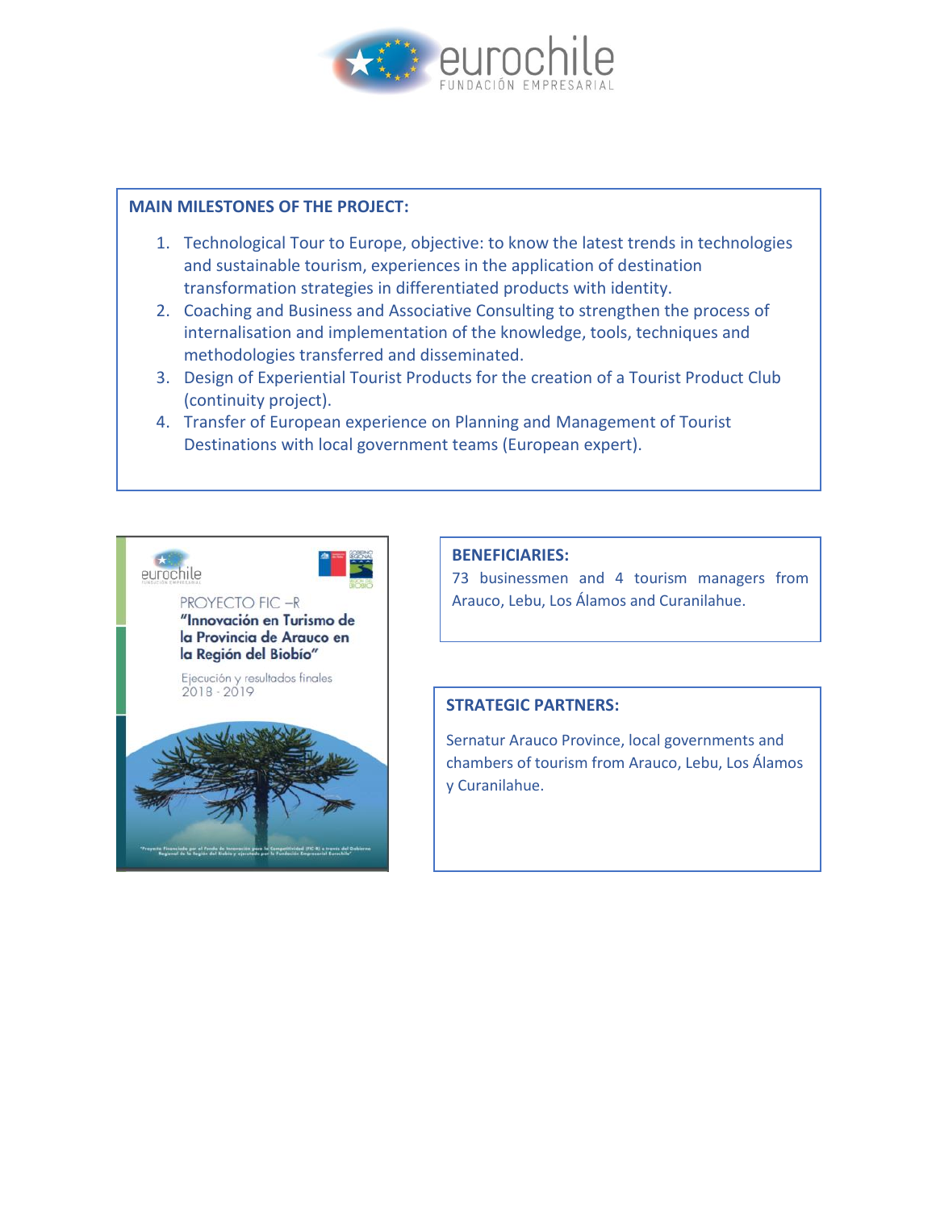**MAIN MILESTONES OF THE PROJECT:**

1. Technological Tour to Europe, objective: to know the latest trends in technologies and sustainable tourism, experiences in the application of destination transformation strategies in differentiated products with identity.
2. Coaching and Business and Associative Consulting to strengthen the process of internalisation and implementation of the knowledge, tools, techniques and methodologies transferred and disseminated.
3. Design of Experiential Tourist Products for the creation of a Tourist Product Club (continuity project).
4. Transfer of European experience on Planning and Management of Tourist Destinations with local government teams (European expert).

**BENEFICIARIES:**

73 businessmen and 4 tourism managers from Arauco, Lebu, Los Álamos and Curanilahue.

**STRATEGIC PARTNERS:**

Sernatur Arauco Province, local governments and chambers of tourism from Arauco, Lebu, Los Álamos y Curanilahue.